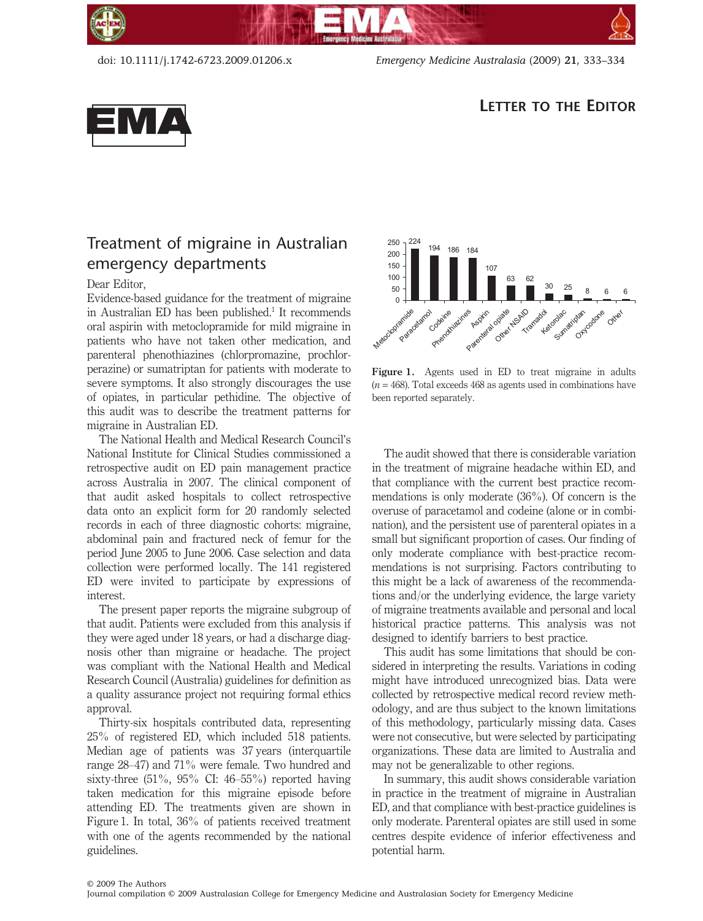LETTER TO THE EDITOR

# Treatment of migraine in Australian emergency departments

Dear Editor,

Evidence-based guidance for the treatment of migraine in Australian ED has been published.[1] It recommends oral aspirin with metoclopramide for mild migraine in patients who have not taken other medication, and parenteral phenothiazines (chlorpromazine, prochlorperazine) or sumatriptan for patients with moderate to severe symptoms. It also strongly discourages the use of opiates, in particular pethidine. The objective of this audit was to describe the treatment patterns for migraine in Australian ED.

The National Health and Medical Research Council's National Institute for Clinical Studies commissioned a retrospective audit on ED pain management practice across Australia in 2007. The clinical component of that audit asked hospitals to collect retrospective data onto an explicit form for 20 randomly selected records in each of three diagnostic cohorts: migraine, abdominal pain and fractured neck of femur for the period June 2005 to June 2006. Case selection and data collection were performed locally. The 141 registered ED were invited to participate by expressions of interest.

The present paper reports the migraine subgroup of that audit. Patients were excluded from this analysis if they were aged under 18 years, or had a discharge diagnosis other than migraine or headache. The project was compliant with the National Health and Medical Research Council (Australia) guidelines for definition as a quality assurance project not requiring formal ethics approval.

Thirty-six hospitals contributed data, representing 25% of registered ED, which included 518 patients. Median age of patients was 37 years (interquartile range 28–47) and 71% were female. Two hundred and sixty-three (51%, 95% CI: 46–55%) reported having taken medication for this migraine episode before attending ED. The treatments given are shown in Figure 1. In total, 36% of patients received treatment with one of the agents recommended by the national guidelines.

| Agent | Number |
|---|---|
| Metoclopramide | 224 |
| Paracetamol | 194 |
| Codeine | 186 |
| Phenothiazines | 184 |
| Aspirin | 107 |
| Parenteral opiate | 63 |
| Other NSAID | 62 |
| Tramadol | 30 |
| Ketorolac | 25 |
| Sumatriptan | 8 |
| Oxycodone | 6 |
| Other | 6 |

**Figure 1.** Agents used in ED to treat migraine in adults ($n = 468$). Total exceeds 468 as agents used in combinations have been reported separately.

The audit showed that there is considerable variation in the treatment of migraine headache within ED, and that compliance with the current best practice recommendations is only moderate (36%). Of concern is the overuse of paracetamol and codeine (alone or in combination), and the persistent use of parenteral opiates in a small but significant proportion of cases. Our finding of only moderate compliance with best-practice recommendations is not surprising. Factors contributing to this might be a lack of awareness of the recommendations and/or the underlying evidence, the large variety of migraine treatments available and personal and local historical practice patterns. This analysis was not designed to identify barriers to best practice.

This audit has some limitations that should be considered in interpreting the results. Variations in coding might have introduced unrecognized bias. Data were collected by retrospective medical record review methodology, and are thus subject to the known limitations of this methodology, particularly missing data. Cases were not consecutive, but were selected by participating organizations. These data are limited to Australia and may not be generalizable to other regions.

In summary, this audit shows considerable variation in practice in the treatment of migraine in Australian ED, and that compliance with best-practice guidelines is only moderate. Parenteral opiates are still used in some centres despite evidence of inferior effectiveness and potential harm.

© 2009 The Authors
Journal compilation © 2009 Australasian College for Emergency Medicine and Australasian Society for Emergency Medicine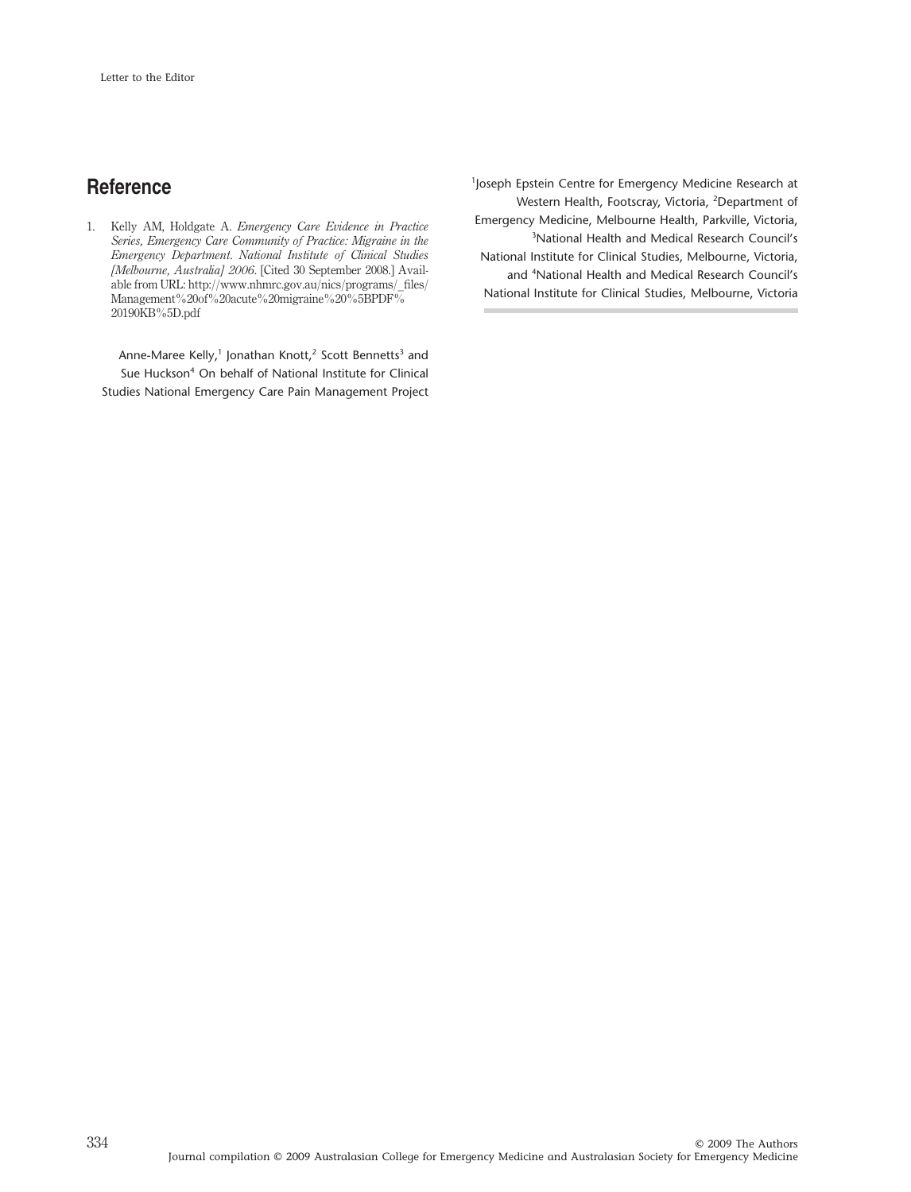## Reference

1. Kelly AM, Holdgate A. *Emergency Care Evidence in Practice Series, Emergency Care Community of Practice: Migraine in the Emergency Department. National Institute of Clinical Studies [Melbourne, Australia] 2006*. [Cited 30 September 2008.] Available from URL: http://www.nhmrc.gov.au/nics/programs/_files/Management%20of%20acute%20migraine%20%5BPDF%20190KB%5D.pdf

Anne-Maree Kelly,[1] Jonathan Knott,[2] Scott Bennetts[3] and Sue Huckson[4] On behalf of National Institute for Clinical Studies National Emergency Care Pain Management Project

[1]Joseph Epstein Centre for Emergency Medicine Research at Western Health, Footscray, Victoria, [2]Department of Emergency Medicine, Melbourne Health, Parkville, Victoria, [3]National Health and Medical Research Council's National Institute for Clinical Studies, Melbourne, Victoria, and [4]National Health and Medical Research Council's National Institute for Clinical Studies, Melbourne, Victoria

© 2009 The Authors
Journal compilation © 2009 Australasian College for Emergency Medicine and Australasian Society for Emergency Medicine